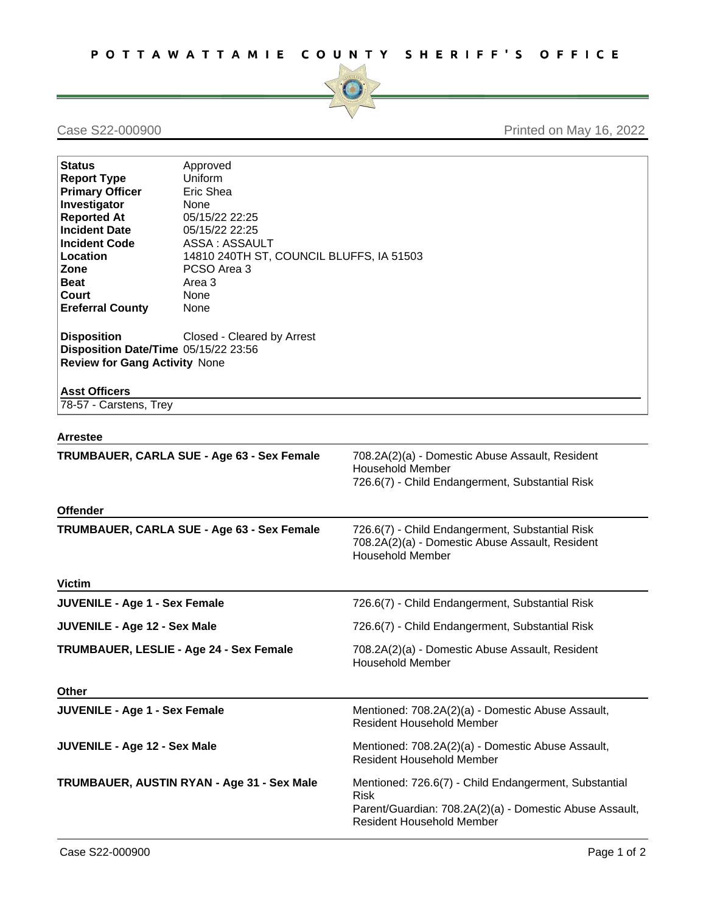# POTTAWATTAMIE COUNTY SHERIFF'S OFFICE

Case S22-000900 — Printed on May 16, 2022

| | |
|---|---|
| **Status** | Approved |
| **Report Type** | Uniform |
| **Primary Officer** | Eric Shea |
| **Investigator** | None |
| **Reported At** | 05/15/22 22:25 |
| **Incident Date** | 05/15/22 22:25 |
| **Incident Code** | ASSA : ASSAULT |
| **Location** | 14810 240TH ST, COUNCIL BLUFFS, IA 51503 |
| **Zone** | PCSO Area 3 |
| **Beat** | Area 3 |
| **Court** | None |
| **Ereferral County** | None |

| | |
|---|---|
| **Disposition** | Closed - Cleared by Arrest |
| **Disposition Date/Time** | 05/15/22 23:56 |
| **Review for Gang Activity** | None |

**Asst Officers**

78-57 - Carstens, Trey

## Arrestee

| | |
|---|---|
| **TRUMBAUER, CARLA SUE - Age 63 - Sex Female** | 708.2A(2)(a) - Domestic Abuse Assault, Resident Household Member<br>726.6(7) - Child Endangerment, Substantial Risk |

## Offender

| | |
|---|---|
| **TRUMBAUER, CARLA SUE - Age 63 - Sex Female** | 726.6(7) - Child Endangerment, Substantial Risk<br>708.2A(2)(a) - Domestic Abuse Assault, Resident Household Member |

## Victim

| | |
|---|---|
| **JUVENILE - Age 1 - Sex Female** | 726.6(7) - Child Endangerment, Substantial Risk |
| **JUVENILE - Age 12 - Sex Male** | 726.6(7) - Child Endangerment, Substantial Risk |
| **TRUMBAUER, LESLIE - Age 24 - Sex Female** | 708.2A(2)(a) - Domestic Abuse Assault, Resident Household Member |

## Other

| | |
|---|---|
| **JUVENILE - Age 1 - Sex Female** | Mentioned: 708.2A(2)(a) - Domestic Abuse Assault, Resident Household Member |
| **JUVENILE - Age 12 - Sex Male** | Mentioned: 708.2A(2)(a) - Domestic Abuse Assault, Resident Household Member |
| **TRUMBAUER, AUSTIN RYAN - Age 31 - Sex Male** | Mentioned: 726.6(7) - Child Endangerment, Substantial Risk<br>Parent/Guardian: 708.2A(2)(a) - Domestic Abuse Assault, Resident Household Member |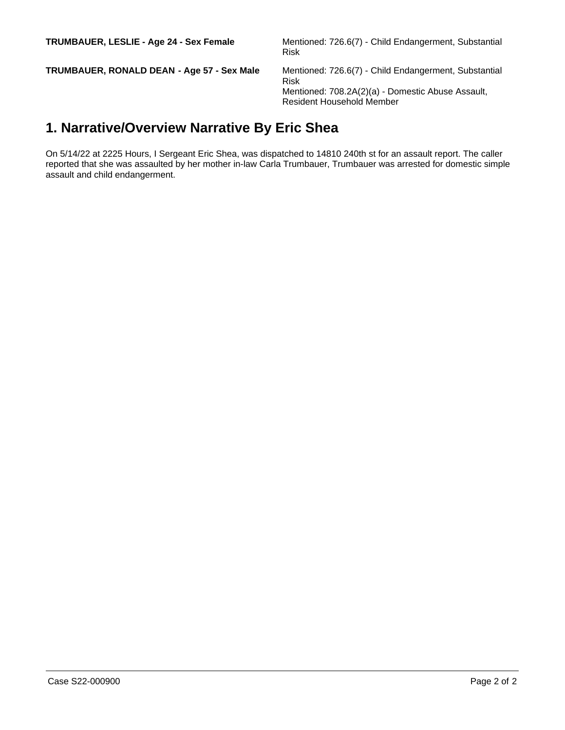| | |
|---|---|
| **TRUMBAUER, LESLIE - Age 24 - Sex Female** | Mentioned: 726.6(7) - Child Endangerment, Substantial Risk |
| **TRUMBAUER, RONALD DEAN - Age 57 - Sex Male** | Mentioned: 726.6(7) - Child Endangerment, Substantial Risk<br>Mentioned: 708.2A(2)(a) - Domestic Abuse Assault, Resident Household Member |

## 1. Narrative/Overview Narrative By Eric Shea

On 5/14/22 at 2225 Hours, I Sergeant Eric Shea, was dispatched to 14810 240th st for an assault report. The caller reported that she was assaulted by her mother in-law Carla Trumbauer, Trumbauer was arrested for domestic simple assault and child endangerment.

Case S22-000900